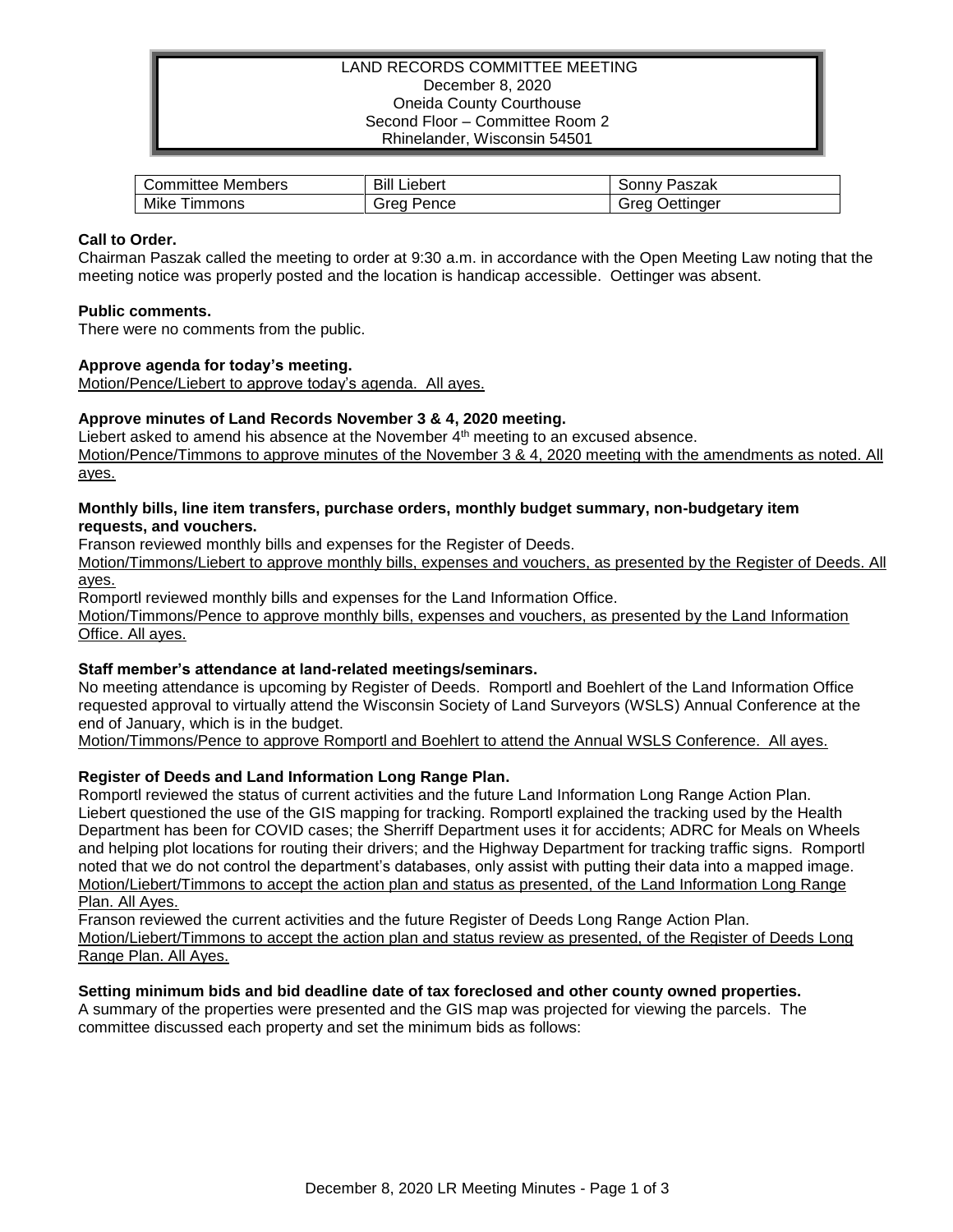# LAND RECORDS COMMITTEE MEETING

December 8, 2020
Oneida County Courthouse
Second Floor – Committee Room 2
Rhinelander, Wisconsin 54501

| Committee Members | Bill Liebert | Sonny Paszak |
|---|---|---|
| Mike Timmons | Greg Pence | Greg Oettinger |

**Call to Order.**
Chairman Paszak called the meeting to order at 9:30 a.m. in accordance with the Open Meeting Law noting that the meeting notice was properly posted and the location is handicap accessible. Oettinger was absent.

**Public comments.**
There were no comments from the public.

**Approve agenda for today's meeting.**
<u>Motion/Pence/Liebert to approve today's agenda. All ayes.</u>

**Approve minutes of Land Records November 3 & 4, 2020 meeting.**
Liebert asked to amend his absence at the November 4th meeting to an excused absence.
<u>Motion/Pence/Timmons to approve minutes of the November 3 & 4, 2020 meeting with the amendments as noted. All ayes.</u>

**Monthly bills, line item transfers, purchase orders, monthly budget summary, non-budgetary item requests, and vouchers.**
Franson reviewed monthly bills and expenses for the Register of Deeds.
<u>Motion/Timmons/Liebert to approve monthly bills, expenses and vouchers, as presented by the Register of Deeds. All ayes.</u>
Romportl reviewed monthly bills and expenses for the Land Information Office.
<u>Motion/Timmons/Pence to approve monthly bills, expenses and vouchers, as presented by the Land Information Office. All ayes.</u>

**Staff member's attendance at land-related meetings/seminars.**
No meeting attendance is upcoming by Register of Deeds. Romportl and Boehlert of the Land Information Office requested approval to virtually attend the Wisconsin Society of Land Surveyors (WSLS) Annual Conference at the end of January, which is in the budget.
<u>Motion/Timmons/Pence to approve Romportl and Boehlert to attend the Annual WSLS Conference. All ayes.</u>

**Register of Deeds and Land Information Long Range Plan.**
Romportl reviewed the status of current activities and the future Land Information Long Range Action Plan. Liebert questioned the use of the GIS mapping for tracking. Romportl explained the tracking used by the Health Department has been for COVID cases; the Sherriff Department uses it for accidents; ADRC for Meals on Wheels and helping plot locations for routing their drivers; and the Highway Department for tracking traffic signs. Romportl noted that we do not control the department's databases, only assist with putting their data into a mapped image.
<u>Motion/Liebert/Timmons to accept the action plan and status as presented, of the Land Information Long Range Plan. All Ayes.</u>
Franson reviewed the current activities and the future Register of Deeds Long Range Action Plan.
<u>Motion/Liebert/Timmons to accept the action plan and status review as presented, of the Register of Deeds Long Range Plan. All Ayes.</u>

**Setting minimum bids and bid deadline date of tax foreclosed and other county owned properties.**
A summary of the properties were presented and the GIS map was projected for viewing the parcels. The committee discussed each property and set the minimum bids as follows: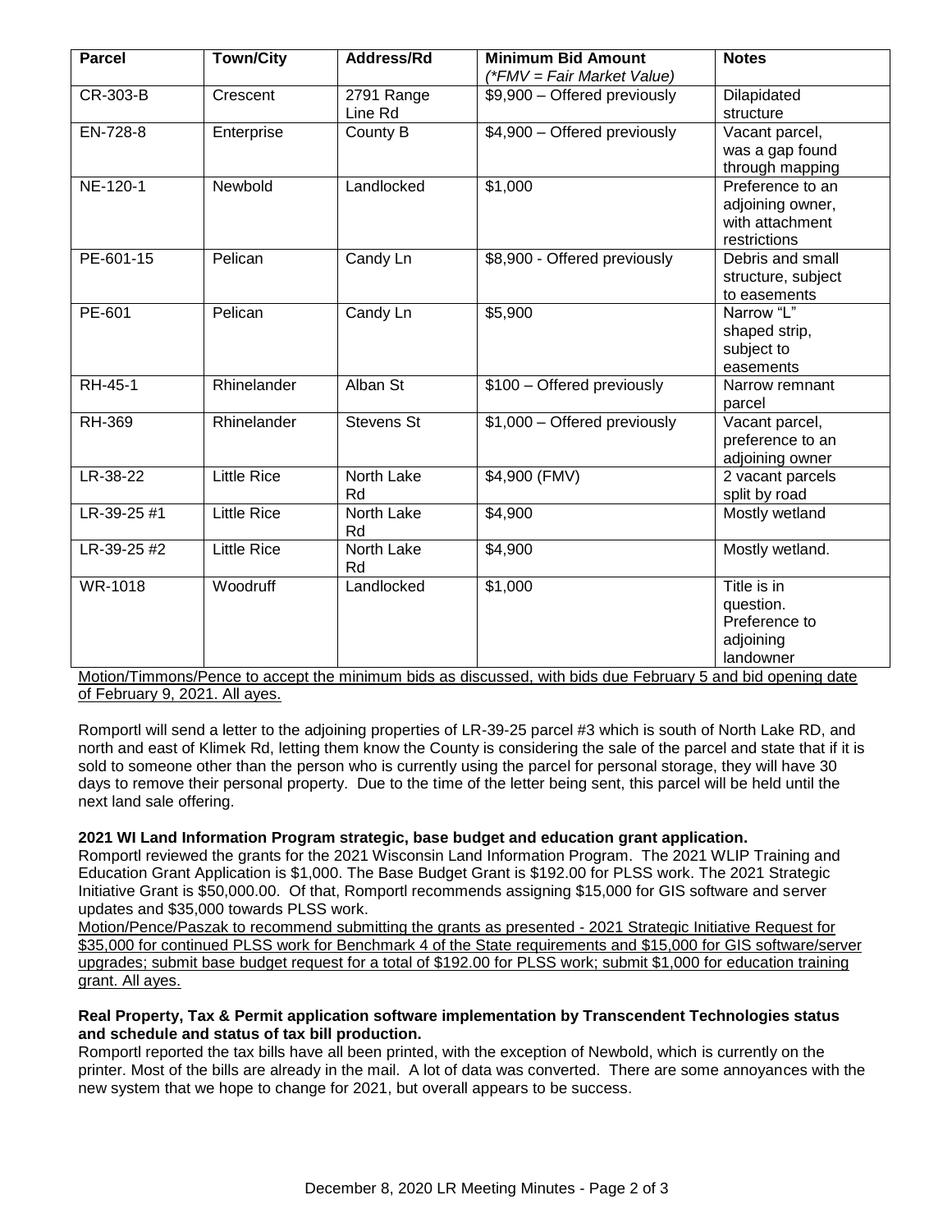| Parcel | Town/City | Address/Rd | Minimum Bid Amount (*FMV = Fair Market Value) | Notes |
|---|---|---|---|---|
| CR-303-B | Crescent | 2791 Range Line Rd | $9,900 – Offered previously | Dilapidated structure |
| EN-728-8 | Enterprise | County B | $4,900 – Offered previously | Vacant parcel, was a gap found through mapping |
| NE-120-1 | Newbold | Landlocked | $1,000 | Preference to an adjoining owner, with attachment restrictions |
| PE-601-15 | Pelican | Candy Ln | $8,900 - Offered previously | Debris and small structure, subject to easements |
| PE-601 | Pelican | Candy Ln | $5,900 | Narrow "L" shaped strip, subject to easements |
| RH-45-1 | Rhinelander | Alban St | $100 – Offered previously | Narrow remnant parcel |
| RH-369 | Rhinelander | Stevens St | $1,000 – Offered previously | Vacant parcel, preference to an adjoining owner |
| LR-38-22 | Little Rice | North Lake Rd | $4,900 (FMV) | 2 vacant parcels split by road |
| LR-39-25 #1 | Little Rice | North Lake Rd | $4,900 | Mostly wetland |
| LR-39-25 #2 | Little Rice | North Lake Rd | $4,900 | Mostly wetland. |
| WR-1018 | Woodruff | Landlocked | $1,000 | Title is in question. Preference to adjoining landowner |

Motion/Timmons/Pence to accept the minimum bids as discussed, with bids due February 5 and bid opening date of February 9, 2021. All ayes.

Romportl will send a letter to the adjoining properties of LR-39-25 parcel #3 which is south of North Lake RD, and north and east of Klimek Rd, letting them know the County is considering the sale of the parcel and state that if it is sold to someone other than the person who is currently using the parcel for personal storage, they will have 30 days to remove their personal property. Due to the time of the letter being sent, this parcel will be held until the next land sale offering.

**2021 WI Land Information Program strategic, base budget and education grant application.**

Romportl reviewed the grants for the 2021 Wisconsin Land Information Program. The 2021 WLIP Training and Education Grant Application is $1,000. The Base Budget Grant is $192.00 for PLSS work. The 2021 Strategic Initiative Grant is $50,000.00. Of that, Romportl recommends assigning $15,000 for GIS software and server updates and $35,000 towards PLSS work.

Motion/Pence/Paszak to recommend submitting the grants as presented - 2021 Strategic Initiative Request for $35,000 for continued PLSS work for Benchmark 4 of the State requirements and $15,000 for GIS software/server upgrades; submit base budget request for a total of $192.00 for PLSS work; submit $1,000 for education training grant. All ayes.

**Real Property, Tax & Permit application software implementation by Transcendent Technologies status and schedule and status of tax bill production.**

Romportl reported the tax bills have all been printed, with the exception of Newbold, which is currently on the printer. Most of the bills are already in the mail. A lot of data was converted. There are some annoyances with the new system that we hope to change for 2021, but overall appears to be success.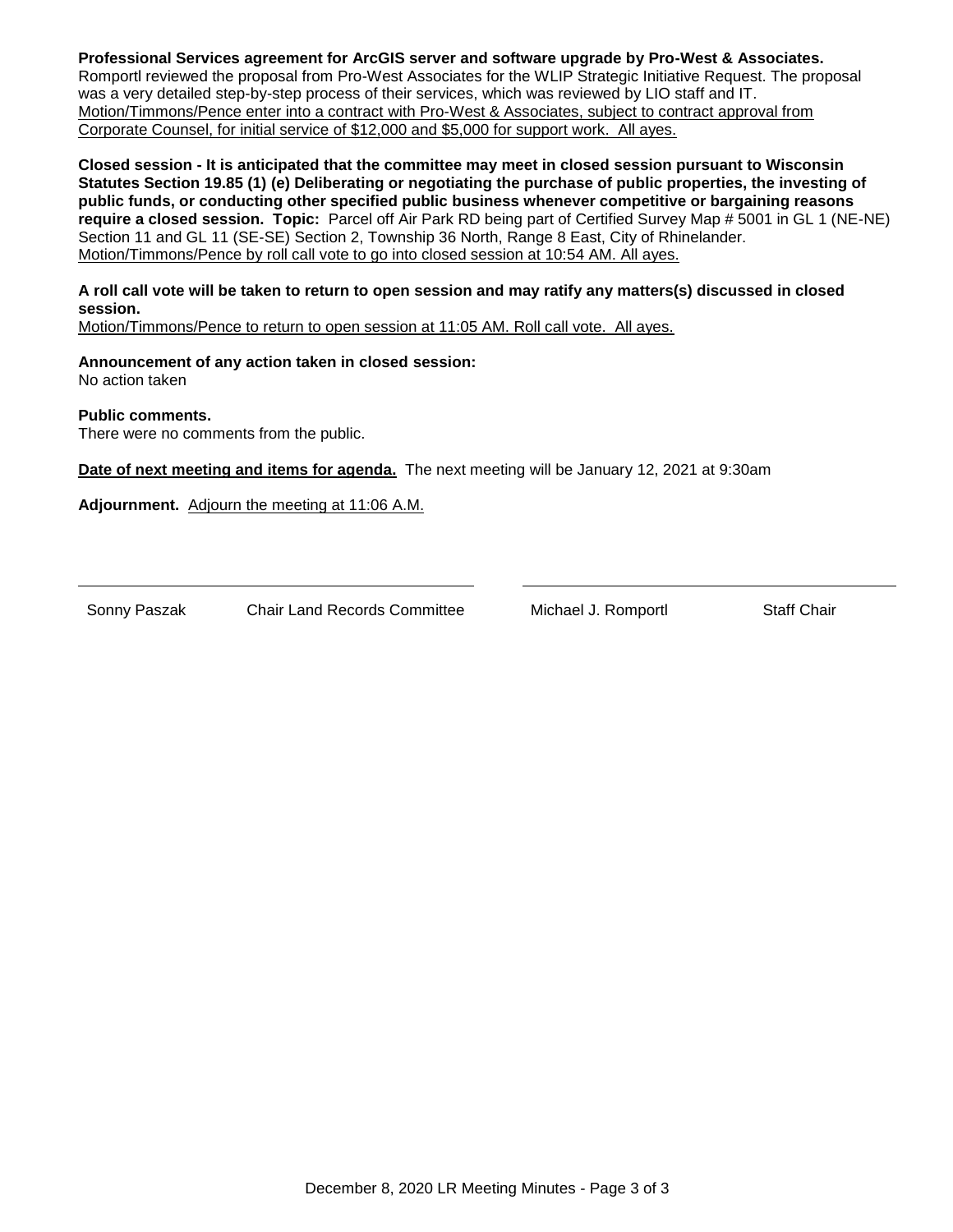**Professional Services agreement for ArcGIS server and software upgrade by Pro-West & Associates.** Romportl reviewed the proposal from Pro-West Associates for the WLIP Strategic Initiative Request. The proposal was a very detailed step-by-step process of their services, which was reviewed by LIO staff and IT.
Motion/Timmons/Pence enter into a contract with Pro-West & Associates, subject to contract approval from Corporate Counsel, for initial service of $12,000 and $5,000 for support work. All ayes.

**Closed session - It is anticipated that the committee may meet in closed session pursuant to Wisconsin Statutes Section 19.85 (1) (e) Deliberating or negotiating the purchase of public properties, the investing of public funds, or conducting other specified public business whenever competitive or bargaining reasons require a closed session. Topic:** Parcel off Air Park RD being part of Certified Survey Map # 5001 in GL 1 (NE-NE) Section 11 and GL 11 (SE-SE) Section 2, Township 36 North, Range 8 East, City of Rhinelander.
Motion/Timmons/Pence by roll call vote to go into closed session at 10:54 AM. All ayes.

**A roll call vote will be taken to return to open session and may ratify any matters(s) discussed in closed session.**
Motion/Timmons/Pence to return to open session at 11:05 AM. Roll call vote. All ayes.

**Announcement of any action taken in closed session:**
No action taken

**Public comments.**
There were no comments from the public.

**Date of next meeting and items for agenda.** The next meeting will be January 12, 2021 at 9:30am

**Adjournment.** Adjourn the meeting at 11:06 A.M.

Sonny Paszak — Chair Land Records Committee

Michael J. Romportl — Staff Chair